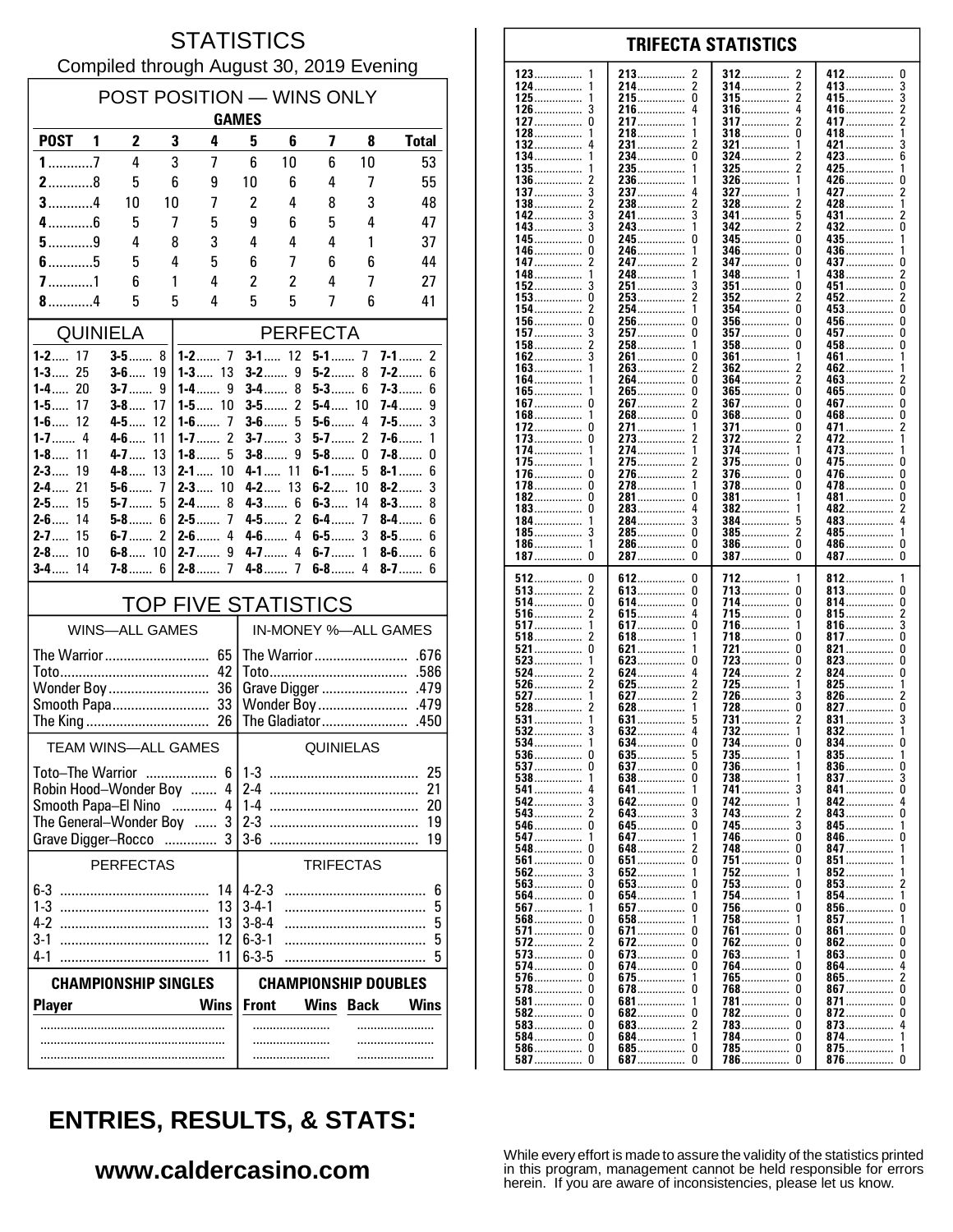# STATISTICS

Compiled through August 30, 2019 Evening

## POST POSITION — WINS ONLY

| | GAMES | | | | | | | | |
|---|---|---|---|---|---|---|---|---|---|
| **POST** | **1** | **2** | **3** | **4** | **5** | **6** | **7** | **8** | **Total** |
| **1** | 7 | 4 | 3 | 7 | 6 | 10 | 6 | 10 | 53 |
| **2** | 8 | 5 | 6 | 9 | 10 | 6 | 4 | 7 | 55 |
| **3** | 4 | 10 | 10 | 7 | 2 | 4 | 8 | 3 | 48 |
| **4** | 6 | 5 | 7 | 5 | 9 | 6 | 5 | 4 | 47 |
| **5** | 9 | 4 | 8 | 3 | 4 | 4 | 4 | 1 | 37 |
| **6** | 5 | 5 | 4 | 5 | 6 | 7 | 6 | 6 | 44 |
| **7** | 1 | 6 | 1 | 4 | 2 | 2 | 4 | 7 | 27 |
| **8** | 4 | 5 | 5 | 4 | 5 | 5 | 7 | 6 | 41 |

## QUINIELA

| | | | |
|---|---|---|---|
| **1-2** | 17 | **3-5** | 8 |
| **1-3** | 25 | **3-6** | 19 |
| **1-4** | 20 | **3-7** | 9 |
| **1-5** | 17 | **3-8** | 17 |
| **1-6** | 12 | **4-5** | 12 |
| **1-7** | 4 | **4-6** | 11 |
| **1-8** | 11 | **4-7** | 13 |
| **2-3** | 19 | **4-8** | 13 |
| **2-4** | 21 | **5-6** | 7 |
| **2-5** | 15 | **5-7** | 5 |
| **2-6** | 14 | **5-8** | 6 |
| **2-7** | 15 | **6-7** | 2 |
| **2-8** | 10 | **6-8** | 10 |
| **3-4** | 14 | **7-8** | 6 |

## PERFECTA

| | | | | | | | |
|---|---|---|---|---|---|---|---|
| **1-2** | 7 | **3-1** | 12 | **5-1** | 7 | **7-1** | 2 |
| **1-3** | 13 | **3-2** | 9 | **5-2** | 8 | **7-2** | 6 |
| **1-4** | 9 | **3-4** | 8 | **5-3** | 6 | **7-3** | 6 |
| **1-5** | 10 | **3-5** | 2 | **5-4** | 10 | **7-4** | 9 |
| **1-6** | 7 | **3-6** | 5 | **5-6** | 4 | **7-5** | 3 |
| **1-7** | 2 | **3-7** | 3 | **5-7** | 2 | **7-6** | 1 |
| **1-8** | 5 | **3-8** | 9 | **5-8** | 0 | **7-8** | 0 |
| **2-1** | 10 | **4-1** | 11 | **6-1** | 5 | **8-1** | 6 |
| **2-3** | 10 | **4-2** | 13 | **6-2** | 10 | **8-2** | 3 |
| **2-4** | 8 | **4-3** | 6 | **6-3** | 14 | **8-3** | 8 |
| **2-5** | 7 | **4-5** | 2 | **6-4** | 7 | **8-4** | 6 |
| **2-6** | 4 | **4-6** | 4 | **6-5** | 3 | **8-5** | 6 |
| **2-7** | 9 | **4-7** | 4 | **6-7** | 1 | **8-6** | 6 |
| **2-8** | 7 | **4-8** | 7 | **6-8** | 4 | **8-7** | 6 |

## TOP FIVE STATISTICS

| WINS—ALL GAMES | | IN-MONEY %—ALL GAMES | |
|---|---|---|---|
| The Warrior | 65 | The Warrior | .676 |
| Toto | 42 | Toto | .586 |
| Wonder Boy | 36 | Grave Digger | .479 |
| Smooth Papa | 33 | Wonder Boy | .479 |
| The King | 26 | The Gladiator | .450 |

| TEAM WINS—ALL GAMES | | QUINIELAS | |
|---|---|---|---|
| Toto–The Warrior | 6 | 1-3 | 25 |
| Robin Hood–Wonder Boy | 4 | 2-4 | 21 |
| Smooth Papa–El Nino | 4 | 1-4 | 20 |
| The General–Wonder Boy | 3 | 2-3 | 19 |
| Grave Digger–Rocco | 3 | 3-6 | 19 |

| PERFECTAS | | TRIFECTAS | |
|---|---|---|---|
| 6-3 | 14 | 4-2-3 | 6 |
| 1-3 | 13 | 3-4-1 | 5 |
| 4-2 | 13 | 3-8-4 | 5 |
| 3-1 | 12 | 6-3-1 | 5 |
| 4-1 | 11 | 6-3-5 | 5 |

| CHAMPIONSHIP SINGLES | | CHAMPIONSHIP DOUBLES | | | |
|---|---|---|---|---|---|
| **Player** | **Wins** | **Front** | **Wins** | **Back** | **Wins** |
| | | | | | |
| | | | | | |
| | | | | | |

## TRIFECTA STATISTICS

| | | | | | | | |
|---|---|---|---|---|---|---|---|
| 123 | 1 | 213 | 2 | 312 | 2 | 412 | 0 |
| 124 | 1 | 214 | 2 | 314 | 2 | 413 | 3 |
| 125 | 1 | 215 | 0 | 315 | 2 | 415 | 3 |
| 126 | 3 | 216 | 4 | 316 | 4 | 416 | 2 |
| 127 | 0 | 217 | 1 | 317 | 2 | 417 | 2 |
| 128 | 1 | 218 | 1 | 318 | 0 | 418 | 1 |
| 132 | 4 | 231 | 2 | 321 | 1 | 421 | 3 |
| 134 | 1 | 234 | 0 | 324 | 2 | 423 | 6 |
| 135 | 1 | 235 | 1 | 325 | 2 | 425 | 1 |
| 136 | 2 | 236 | 1 | 326 | 1 | 426 | 0 |
| 137 | 3 | 237 | 4 | 327 | 1 | 427 | 2 |
| 138 | 2 | 238 | 2 | 328 | 2 | 428 | 1 |
| 142 | 3 | 241 | 3 | 341 | 5 | 431 | 2 |
| 143 | 3 | 243 | 1 | 342 | 2 | 432 | 0 |
| 145 | 0 | 245 | 0 | 345 | 0 | 435 | 1 |
| 146 | 0 | 246 | 1 | 346 | 0 | 436 | 1 |
| 147 | 2 | 247 | 2 | 347 | 0 | 437 | 0 |
| 148 | 1 | 248 | 1 | 348 | 1 | 438 | 2 |
| 152 | 3 | 251 | 3 | 351 | 0 | 451 | 0 |
| 153 | 0 | 253 | 2 | 352 | 2 | 452 | 2 |
| 154 | 2 | 254 | 1 | 354 | 0 | 453 | 0 |
| 156 | 0 | 256 | 0 | 356 | 0 | 456 | 0 |
| 157 | 3 | 257 | 0 | 357 | 0 | 457 | 0 |
| 158 | 2 | 258 | 1 | 358 | 0 | 458 | 0 |
| 162 | 3 | 261 | 0 | 361 | 1 | 461 | 1 |
| 163 | 1 | 263 | 2 | 362 | 2 | 462 | 1 |
| 164 | 1 | 264 | 0 | 364 | 2 | 463 | 2 |
| 165 | 1 | 265 | 0 | 365 | 0 | 465 | 0 |
| 167 | 0 | 267 | 2 | 367 | 0 | 467 | 0 |
| 168 | 1 | 268 | 0 | 368 | 0 | 468 | 0 |
| 172 | 0 | 271 | 1 | 371 | 0 | 471 | 2 |
| 173 | 0 | 273 | 2 | 372 | 2 | 472 | 1 |
| 174 | 1 | 274 | 1 | 374 | 1 | 473 | 1 |
| 175 | 1 | 275 | 2 | 375 | 0 | 475 | 0 |
| 176 | 0 | 276 | 2 | 376 | 0 | 476 | 0 |
| 178 | 0 | 278 | 1 | 378 | 0 | 478 | 0 |
| 182 | 0 | 281 | 0 | 381 | 1 | 481 | 0 |
| 183 | 0 | 283 | 4 | 382 | 1 | 482 | 2 |
| 184 | 1 | 284 | 3 | 384 | 5 | 483 | 4 |
| 185 | 3 | 285 | 0 | 385 | 2 | 485 | 1 |
| 186 | 1 | 286 | 0 | 386 | 0 | 486 | 0 |
| 187 | 0 | 287 | 0 | 387 | 0 | 487 | 0 |
| 512 | 0 | 612 | 0 | 712 | 1 | 812 | 1 |
| 513 | 2 | 613 | 0 | 713 | 0 | 813 | 0 |
| 514 | 0 | 614 | 0 | 714 | 0 | 814 | 0 |
| 516 | 2 | 615 | 4 | 715 | 0 | 815 | 2 |
| 517 | 1 | 617 | 0 | 716 | 1 | 816 | 3 |
| 518 | 2 | 618 | 1 | 718 | 0 | 817 | 0 |
| 521 | 0 | 621 | 1 | 721 | 0 | 821 | 0 |
| 523 | 1 | 623 | 0 | 723 | 0 | 823 | 0 |
| 524 | 2 | 624 | 4 | 724 | 2 | 824 | 0 |
| 526 | 2 | 625 | 2 | 725 | 1 | 825 | 1 |
| 527 | 1 | 627 | 2 | 726 | 3 | 826 | 2 |
| 528 | 2 | 628 | 1 | 728 | 0 | 827 | 0 |
| 531 | 1 | 631 | 5 | 731 | 2 | 831 | 3 |
| 532 | 3 | 632 | 4 | 732 | 1 | 832 | 1 |
| 534 | 1 | 634 | 0 | 734 | 0 | 834 | 0 |
| 536 | 0 | 635 | 5 | 735 | 1 | 835 | 1 |
| 537 | 0 | 637 | 0 | 736 | 1 | 836 | 0 |
| 538 | 1 | 638 | 0 | 738 | 1 | 837 | 3 |
| 541 | 4 | 641 | 1 | 741 | 3 | 841 | 0 |
| 542 | 3 | 642 | 0 | 742 | 1 | 842 | 4 |
| 543 | 2 | 643 | 3 | 743 | 2 | 843 | 0 |
| 546 | 0 | 645 | 0 | 745 | 3 | 845 | 1 |
| 547 | 1 | 647 | 1 | 746 | 0 | 846 | 0 |
| 548 | 0 | 648 | 2 | 748 | 0 | 847 | 1 |
| 561 | 0 | 651 | 0 | 751 | 0 | 851 | 1 |
| 562 | 3 | 652 | 1 | 752 | 1 | 852 | 1 |
| 563 | 0 | 653 | 0 | 753 | 0 | 853 | 2 |
| 564 | 0 | 654 | 1 | 754 | 1 | 854 | 1 |
| 567 | 1 | 657 | 0 | 756 | 0 | 856 | 0 |
| 568 | 0 | 658 | 1 | 758 | 1 | 857 | 1 |
| 571 | 0 | 671 | 0 | 761 | 0 | 861 | 0 |
| 572 | 2 | 672 | 0 | 762 | 0 | 862 | 0 |
| 573 | 0 | 673 | 0 | 763 | 1 | 863 | 0 |
| 574 | 0 | 674 | 0 | 764 | 0 | 864 | 4 |
| 576 | 0 | 675 | 1 | 765 | 0 | 865 | 2 |
| 578 | 0 | 678 | 0 | 768 | 0 | 867 | 0 |
| 581 | 0 | 681 | 1 | 781 | 0 | 871 | 0 |
| 582 | 0 | 682 | 0 | 782 | 0 | 872 | 0 |
| 583 | 0 | 683 | 2 | 783 | 0 | 873 | 4 |
| 584 | 0 | 684 | 1 | 784 | 0 | 874 | 1 |
| 586 | 0 | 685 | 0 | 785 | 0 | 875 | 1 |
| 587 | 0 | 687 | 0 | 786 | 0 | 876 | 0 |

## ENTRIES, RESULTS, & STATS:

**www.caldercasino.com**

While every effort is made to assure the validity of the statistics printed in this program, management cannot be held responsible for errors herein. If you are aware of inconsistencies, please let us know.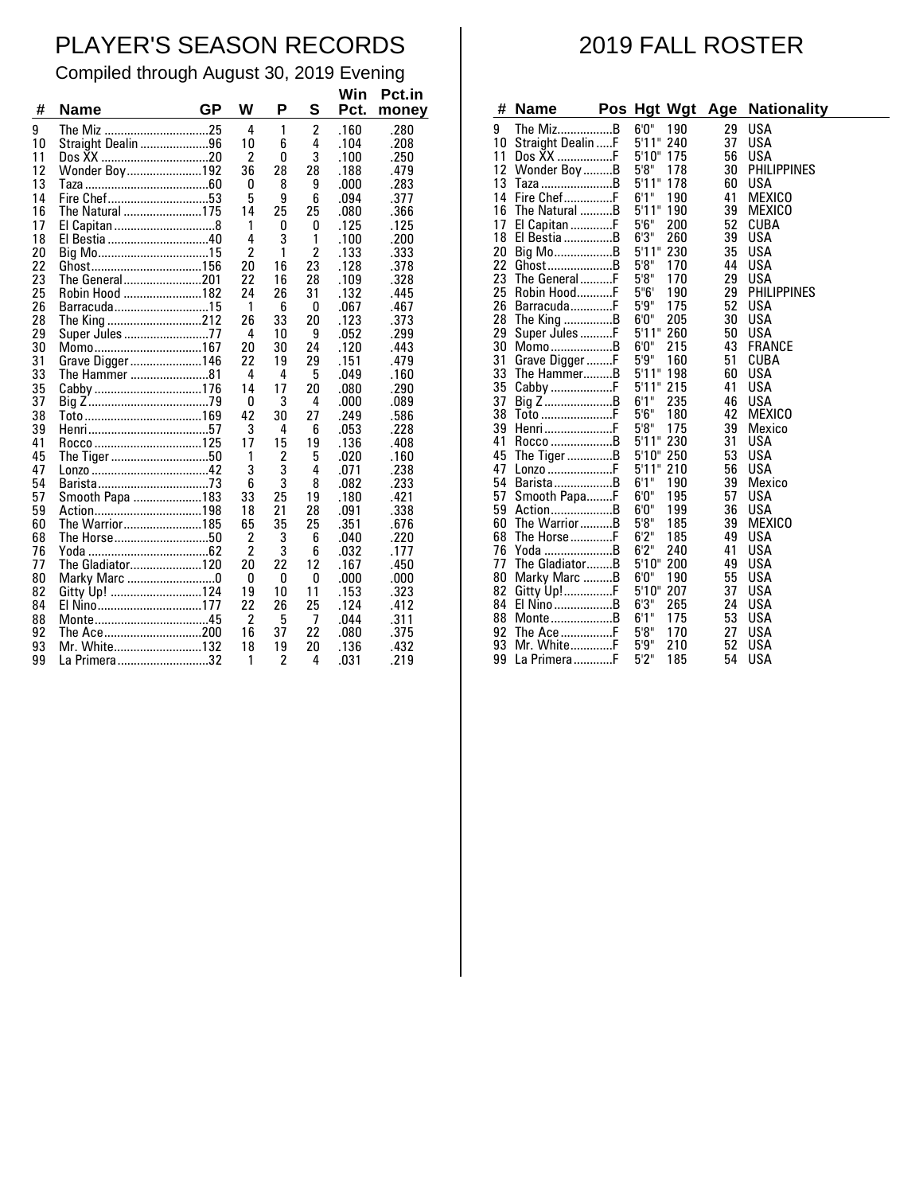# PLAYER'S SEASON RECORDS

Compiled through August 30, 2019 Evening

| # | Name | GP | W | P | S | Win Pct. | Pct.in money |
|---|---|---|---|---|---|---|---|
| 9 | The Miz | 25 | 4 | 1 | 2 | .160 | .280 |
| 10 | Straight Dealin | 96 | 10 | 6 | 4 | .104 | .208 |
| 11 | Dos XX | 20 | 2 | 0 | 3 | .100 | .250 |
| 12 | Wonder Boy | 192 | 36 | 28 | 28 | .188 | .479 |
| 13 | Taza | 60 | 0 | 8 | 9 | .000 | .283 |
| 14 | Fire Chef | 53 | 5 | 9 | 6 | .094 | .377 |
| 16 | The Natural | 175 | 14 | 25 | 25 | .080 | .366 |
| 17 | El Capitan | 8 | 1 | 0 | 0 | .125 | .125 |
| 18 | El Bestia | 40 | 4 | 3 | 1 | .100 | .200 |
| 20 | Big Mo | 15 | 2 | 1 | 2 | .133 | .333 |
| 22 | Ghost | 156 | 20 | 16 | 23 | .128 | .378 |
| 23 | The General | 201 | 22 | 16 | 28 | .109 | .328 |
| 25 | Robin Hood | 182 | 24 | 26 | 31 | .132 | .445 |
| 26 | Barracuda | 15 | 1 | 6 | 0 | .067 | .467 |
| 28 | The King | 212 | 26 | 33 | 20 | .123 | .373 |
| 29 | Super Jules | 77 | 4 | 10 | 9 | .052 | .299 |
| 30 | Momo | 167 | 20 | 30 | 24 | .120 | .443 |
| 31 | Grave Digger | 146 | 22 | 19 | 29 | .151 | .479 |
| 33 | The Hammer | 81 | 4 | 4 | 5 | .049 | .160 |
| 35 | Cabby | 176 | 14 | 17 | 20 | .080 | .290 |
| 37 | Big Z | 79 | 0 | 3 | 4 | .000 | .089 |
| 38 | Toto | 169 | 42 | 30 | 27 | .249 | .586 |
| 39 | Henri | 57 | 3 | 4 | 6 | .053 | .228 |
| 41 | Rocco | 125 | 17 | 15 | 19 | .136 | .408 |
| 45 | The Tiger | 50 | 1 | 2 | 5 | .020 | .160 |
| 47 | Lonzo | 42 | 3 | 3 | 4 | .071 | .238 |
| 54 | Barista | 73 | 6 | 3 | 8 | .082 | .233 |
| 57 | Smooth Papa | 183 | 33 | 25 | 19 | .180 | .421 |
| 59 | Action | 198 | 18 | 21 | 28 | .091 | .338 |
| 60 | The Warrior | 185 | 65 | 35 | 25 | .351 | .676 |
| 68 | The Horse | 50 | 2 | 3 | 6 | .040 | .220 |
| 76 | Yoda | 62 | 2 | 3 | 6 | .032 | .177 |
| 77 | The Gladiator | 120 | 20 | 22 | 12 | .167 | .450 |
| 80 | Marky Marc | 0 | 0 | 0 | 0 | .000 | .000 |
| 82 | Gitty Up! | 124 | 19 | 10 | 11 | .153 | .323 |
| 84 | El Nino | 177 | 22 | 26 | 25 | .124 | .412 |
| 88 | Monte | 45 | 2 | 5 | 7 | .044 | .311 |
| 92 | The Ace | 200 | 16 | 37 | 22 | .080 | .375 |
| 93 | Mr. White | 132 | 18 | 19 | 20 | .136 | .432 |
| 99 | La Primera | 32 | 1 | 2 | 4 | .031 | .219 |

# 2019 FALL ROSTER

| # | Name | Pos | Hgt | Wgt | Age | Nationality |
|---|---|---|---|---|---|---|
| 9 | The Miz | B | 6'0" | 190 | 29 | USA |
| 10 | Straight Dealin | F | 5'11" | 240 | 37 | USA |
| 11 | Dos XX | F | 5'10" | 175 | 56 | USA |
| 12 | Wonder Boy | B | 5'8" | 178 | 30 | PHILIPPINES |
| 13 | Taza | B | 5'11" | 178 | 60 | USA |
| 14 | Fire Chef | F | 6'1" | 190 | 41 | MEXICO |
| 16 | The Natural | B | 5'11" | 190 | 39 | MEXICO |
| 17 | El Capitan | F | 5'6" | 200 | 52 | CUBA |
| 18 | El Bestia | B | 6'3" | 260 | 39 | USA |
| 20 | Big Mo | B | 5'11" | 230 | 35 | USA |
| 22 | Ghost | B | 5'8" | 170 | 44 | USA |
| 23 | The General | F | 5'8" | 170 | 29 | USA |
| 25 | Robin Hood | F | 5"6' | 190 | 29 | PHILIPPINES |
| 26 | Barracuda | F | 5'9" | 175 | 52 | USA |
| 28 | The King | B | 6'0" | 205 | 30 | USA |
| 29 | Super Jules | F | 5'11" | 260 | 50 | USA |
| 30 | Momo | B | 6'0" | 215 | 43 | FRANCE |
| 31 | Grave Digger | F | 5'9" | 160 | 51 | CUBA |
| 33 | The Hammer | B | 5'11" | 198 | 60 | USA |
| 35 | Cabby | F | 5'11" | 215 | 41 | USA |
| 37 | Big Z | B | 6'1" | 235 | 46 | USA |
| 38 | Toto | F | 5'6" | 180 | 42 | MEXICO |
| 39 | Henri | F | 5'8" | 175 | 39 | Mexico |
| 41 | Rocco | B | 5'11" | 230 | 31 | USA |
| 45 | The Tiger | B | 5'10" | 250 | 53 | USA |
| 47 | Lonzo | F | 5'11" | 210 | 56 | USA |
| 54 | Barista | B | 6'1" | 190 | 39 | Mexico |
| 57 | Smooth Papa | F | 6'0" | 195 | 57 | USA |
| 59 | Action | B | 6'0" | 199 | 36 | USA |
| 60 | The Warrior | B | 5'8" | 185 | 39 | MEXICO |
| 68 | The Horse | F | 6'2" | 185 | 49 | USA |
| 76 | Yoda | B | 6'2" | 240 | 41 | USA |
| 77 | The Gladiator | B | 5'10" | 200 | 49 | USA |
| 80 | Marky Marc | B | 6'0" | 190 | 55 | USA |
| 82 | Gitty Up! | F | 5'10" | 207 | 37 | USA |
| 84 | El Nino | B | 6'3" | 265 | 24 | USA |
| 88 | Monte | B | 6'1" | 175 | 53 | USA |
| 92 | The Ace | F | 5'8" | 170 | 27 | USA |
| 93 | Mr. White | F | 5'9" | 210 | 52 | USA |
| 99 | La Primera | F | 5'2" | 185 | 54 | USA |